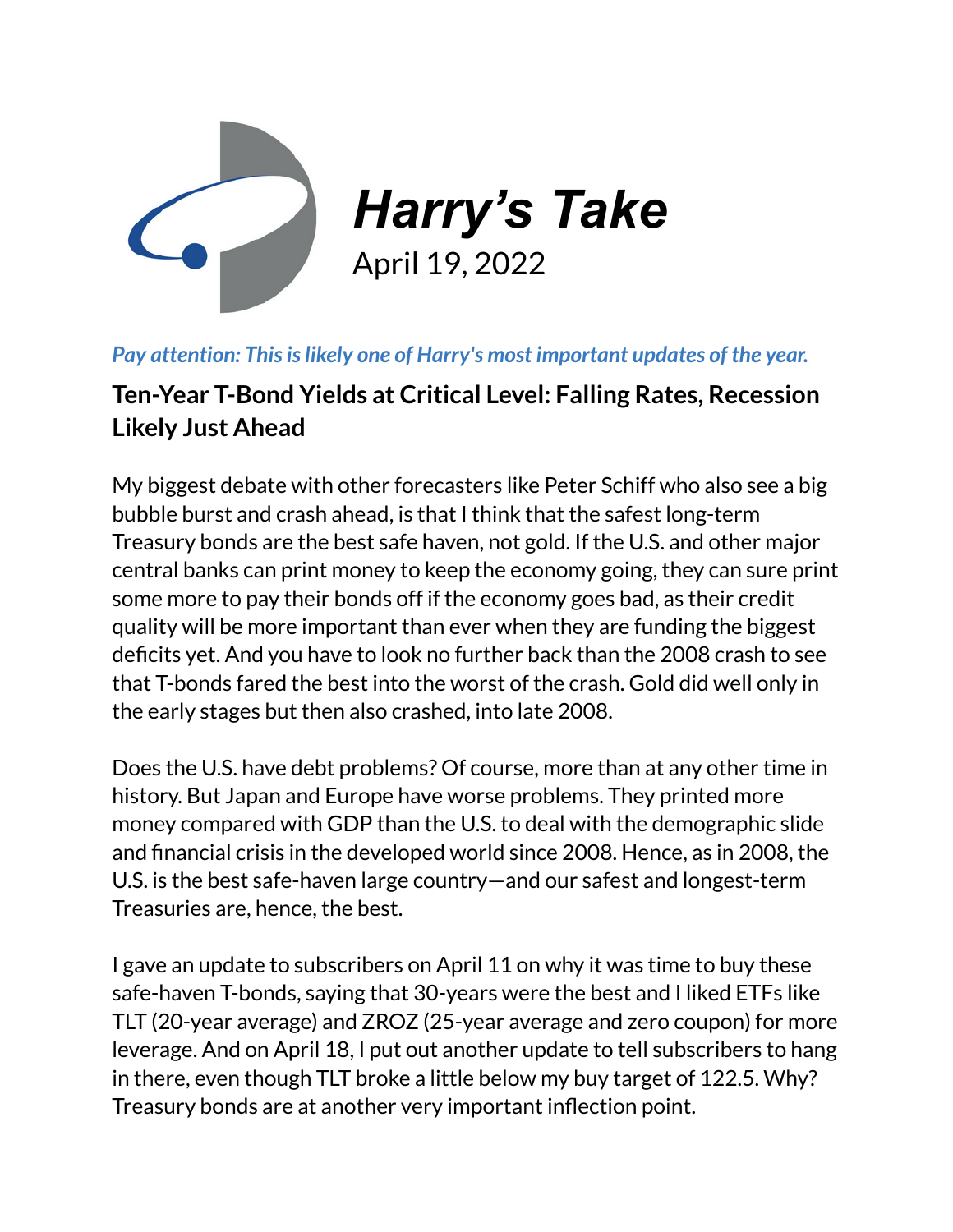# Harry's Take

April 19, 2022

*Pay attention: This is likely one of Harry's most important updates of the year.*

## Ten-Year T-Bond Yields at Critical Level: Falling Rates, Recession Likely Just Ahead

My biggest debate with other forecasters like Peter Schiff who also see a big bubble burst and crash ahead, is that I think that the safest long-term Treasury bonds are the best safe haven, not gold. If the U.S. and other major central banks can print money to keep the economy going, they can sure print some more to pay their bonds off if the economy goes bad, as their credit quality will be more important than ever when they are funding the biggest deficits yet. And you have to look no further back than the 2008 crash to see that T-bonds fared the best into the worst of the crash. Gold did well only in the early stages but then also crashed, into late 2008.

Does the U.S. have debt problems? Of course, more than at any other time in history. But Japan and Europe have worse problems. They printed more money compared with GDP than the U.S. to deal with the demographic slide and financial crisis in the developed world since 2008. Hence, as in 2008, the U.S. is the best safe-haven large country—and our safest and longest-term Treasuries are, hence, the best.

I gave an update to subscribers on April 11 on why it was time to buy these safe-haven T-bonds, saying that 30-years were the best and I liked ETFs like TLT (20-year average) and ZROZ (25-year average and zero coupon) for more leverage. And on April 18, I put out another update to tell subscribers to hang in there, even though TLT broke a little below my buy target of 122.5. Why? Treasury bonds are at another very important inflection point.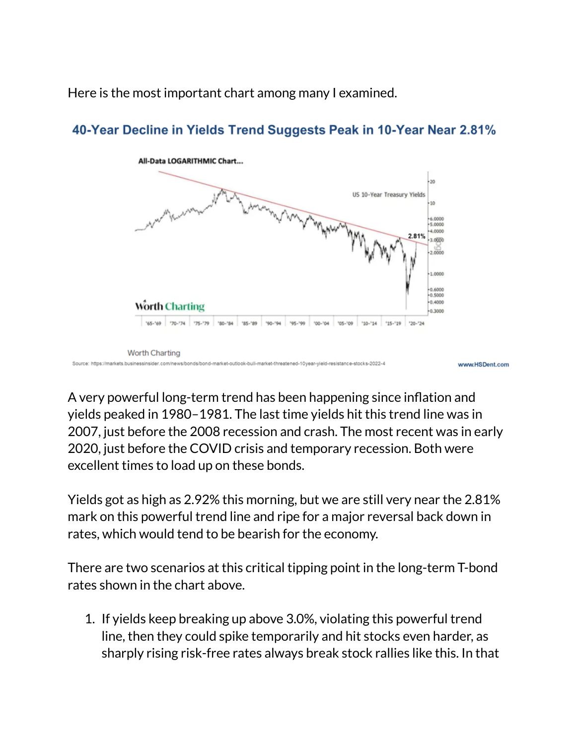Here is the most important chart among many I examined.

**40-Year Decline in Yields Trend Suggests Peak in 10-Year Near 2.81%**

Worth Charting

Source: https://markets.businessinsider.com/news/bonds/bond-market-outlook-bull-market-threatened-10year-yield-resistance-stocks-2022-4

www.HSDent.com

A very powerful long-term trend has been happening since inflation and yields peaked in 1980–1981. The last time yields hit this trend line was in 2007, just before the 2008 recession and crash. The most recent was in early 2020, just before the COVID crisis and temporary recession. Both were excellent times to load up on these bonds.

Yields got as high as 2.92% this morning, but we are still very near the 2.81% mark on this powerful trend line and ripe for a major reversal back down in rates, which would tend to be bearish for the economy.

There are two scenarios at this critical tipping point in the long-term T-bond rates shown in the chart above.

1. If yields keep breaking up above 3.0%, violating this powerful trend line, then they could spike temporarily and hit stocks even harder, as sharply rising risk-free rates always break stock rallies like this. In that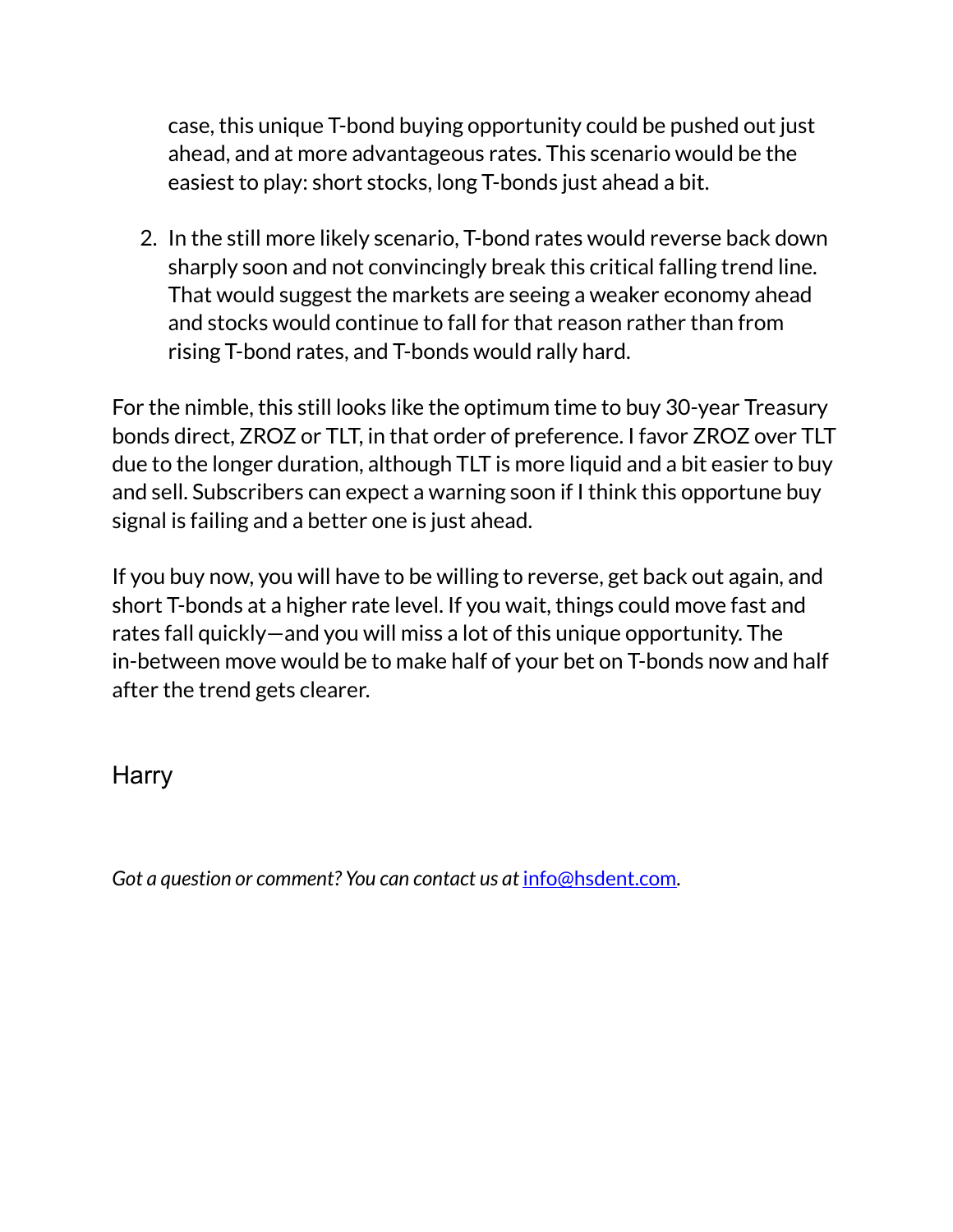case, this unique T-bond buying opportunity could be pushed out just ahead, and at more advantageous rates. This scenario would be the easiest to play: short stocks, long T-bonds just ahead a bit.

2. In the still more likely scenario, T-bond rates would reverse back down sharply soon and not convincingly break this critical falling trend line. That would suggest the markets are seeing a weaker economy ahead and stocks would continue to fall for that reason rather than from rising T-bond rates, and T-bonds would rally hard.

For the nimble, this still looks like the optimum time to buy 30-year Treasury bonds direct, ZROZ or TLT, in that order of preference. I favor ZROZ over TLT due to the longer duration, although TLT is more liquid and a bit easier to buy and sell. Subscribers can expect a warning soon if I think this opportune buy signal is failing and a better one is just ahead.

If you buy now, you will have to be willing to reverse, get back out again, and short T-bonds at a higher rate level. If you wait, things could move fast and rates fall quickly—and you will miss a lot of this unique opportunity. The in-between move would be to make half of your bet on T-bonds now and half after the trend gets clearer.

Harry

*Got a question or comment? You can contact us at* [info@hsdent.com](mailto:info@hsdent.com).